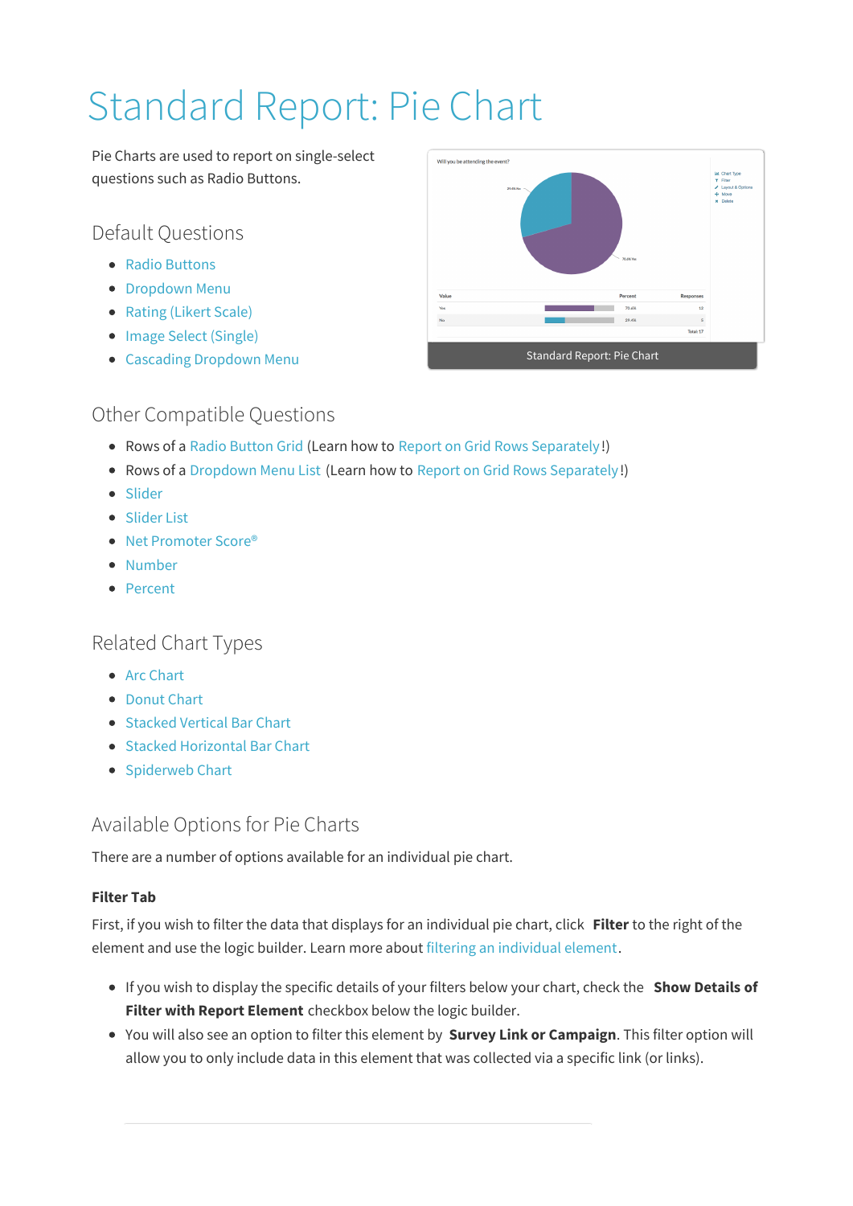# Standard Report: Pie Chart

Pie Charts are used to report on single-select questions such as Radio Buttons.

## Default Questions

- Radio Buttons
- Dropdown Menu
- Rating (Likert Scale)
- Image Select (Single)
- Cascading Dropdown Menu

Standard Report: Pie Chart

## Other Compatible Questions

- Rows of a Radio Button Grid (Learn how to Report on Grid Rows Separately!)
- Rows of a Dropdown Menu List (Learn how to Report on Grid Rows Separately!)
- Slider
- Slider List
- Net Promoter Score®
- Number
- Percent

## Related Chart Types

- Arc Chart
- Donut Chart
- Stacked Vertical Bar Chart
- Stacked Horizontal Bar Chart
- Spiderweb Chart

## Available Options for Pie Charts

There are a number of options available for an individual pie chart.

### Filter Tab

First, if you wish to filter the data that displays for an individual pie chart, click **Filter** to the right of the element and use the logic builder. Learn more about filtering an individual element.

- If you wish to display the specific details of your filters below your chart, check the **Show Details of Filter with Report Element** checkbox below the logic builder.
- You will also see an option to filter this element by **Survey Link or Campaign**. This filter option will allow you to only include data in this element that was collected via a specific link (or links).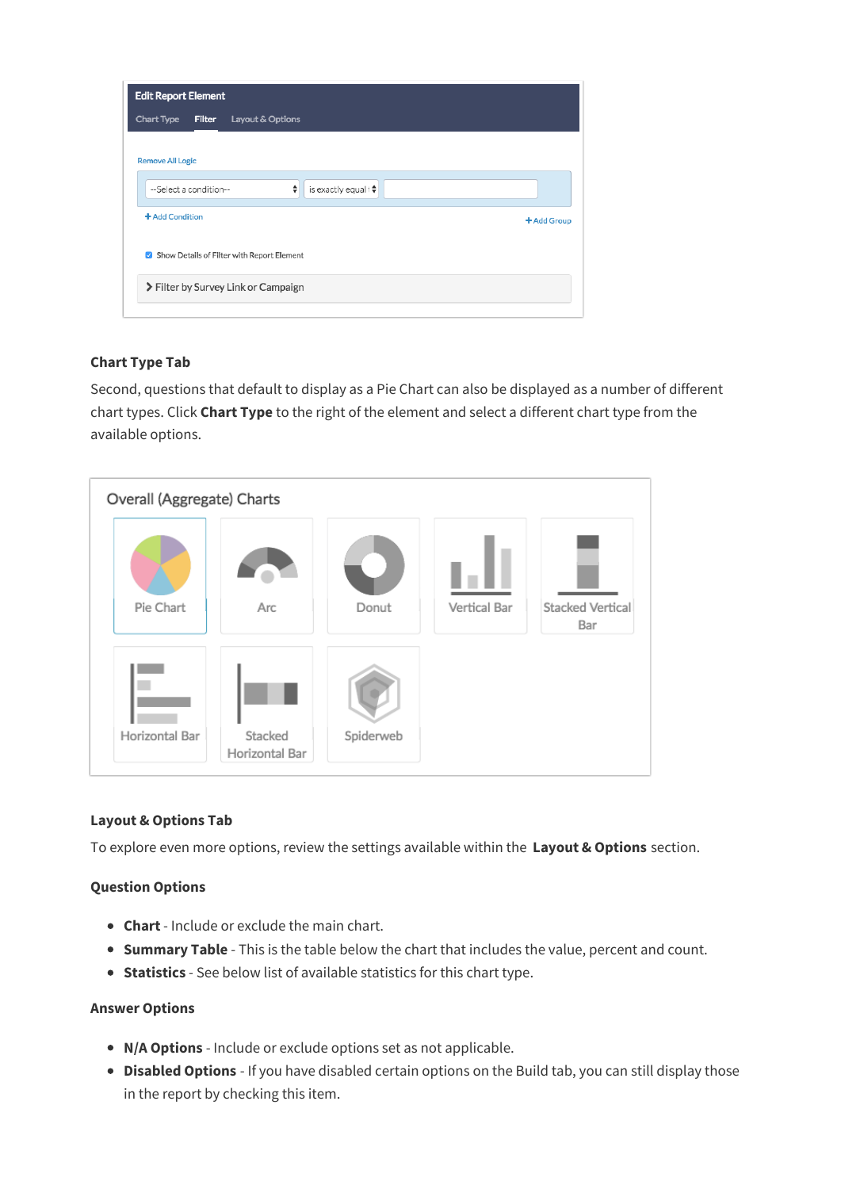### Chart Type Tab

Second, questions that default to display as a Pie Chart can also be displayed as a number of different chart types. Click **Chart Type** to the right of the element and select a different chart type from the available options.

### Layout & Options Tab

To explore even more options, review the settings available within the **Layout & Options** section.

### Question Options

- **Chart** - Include or exclude the main chart.
- **Summary Table** - This is the table below the chart that includes the value, percent and count.
- **Statistics** - See below list of available statistics for this chart type.

### Answer Options

- **N/A Options** - Include or exclude options set as not applicable.
- **Disabled Options** - If you have disabled certain options on the Build tab, you can still display those in the report by checking this item.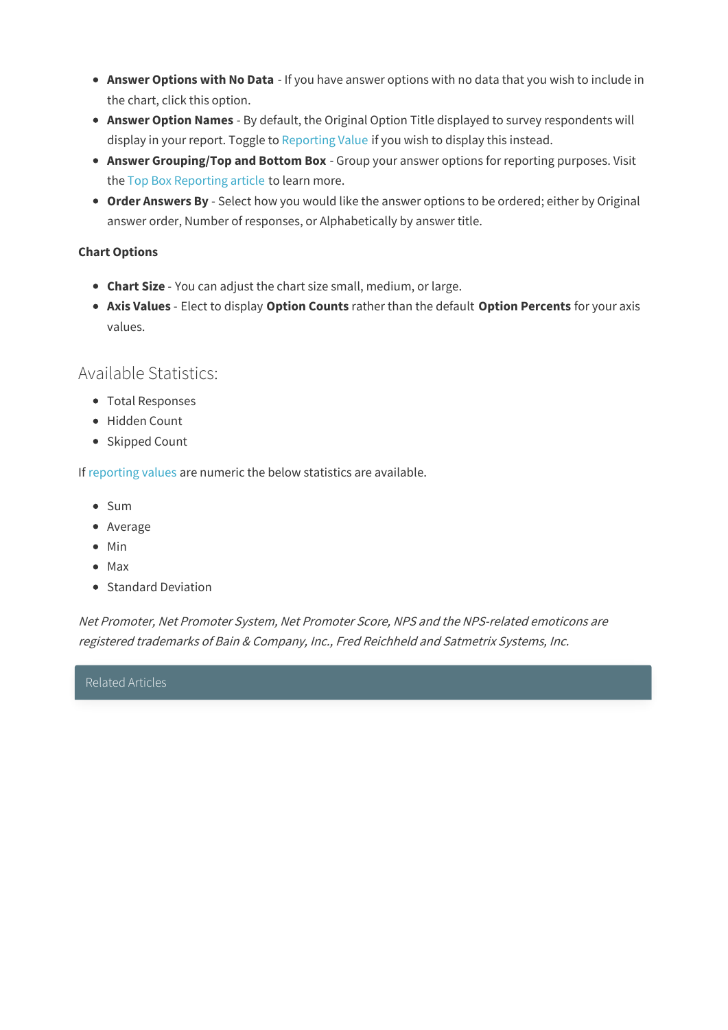- **Answer Options with No Data** - If you have answer options with no data that you wish to include in the chart, click this option.
- **Answer Option Names** - By default, the Original Option Title displayed to survey respondents will display in your report. Toggle to Reporting Value if you wish to display this instead.
- **Answer Grouping/Top and Bottom Box** - Group your answer options for reporting purposes. Visit the Top Box Reporting article to learn more.
- **Order Answers By** - Select how you would like the answer options to be ordered; either by Original answer order, Number of responses, or Alphabetically by answer title.

**Chart Options**

- **Chart Size** - You can adjust the chart size small, medium, or large.
- **Axis Values** - Elect to display **Option Counts** rather than the default **Option Percents** for your axis values.

## Available Statistics:

- Total Responses
- Hidden Count
- Skipped Count

If reporting values are numeric the below statistics are available.

- Sum
- Average
- Min
- Max
- Standard Deviation

*Net Promoter, Net Promoter System, Net Promoter Score, NPS and the NPS-related emoticons are registered trademarks of Bain & Company, Inc., Fred Reichheld and Satmetrix Systems, Inc.*

Related Articles